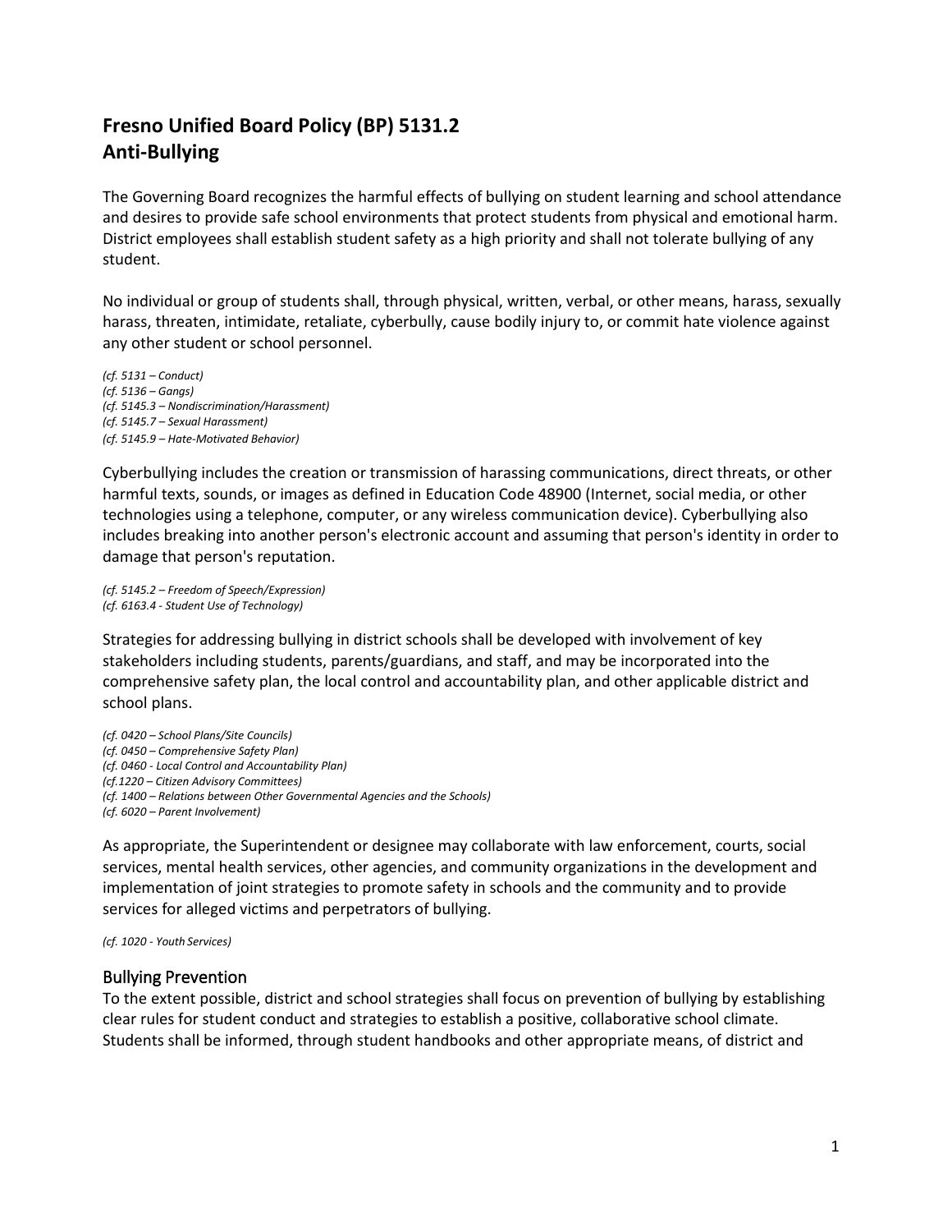# Fresno Unified Board Policy (BP) 5131.2
# Anti-Bullying

The Governing Board recognizes the harmful effects of bullying on student learning and school attendance and desires to provide safe school environments that protect students from physical and emotional harm. District employees shall establish student safety as a high priority and shall not tolerate bullying of any student.

No individual or group of students shall, through physical, written, verbal, or other means, harass, sexually harass, threaten, intimidate, retaliate, cyberbully, cause bodily injury to, or commit hate violence against any other student or school personnel.

*(cf. 5131 – Conduct)*
*(cf. 5136 – Gangs)*
*(cf. 5145.3 – Nondiscrimination/Harassment)*
*(cf. 5145.7 – Sexual Harassment)*
*(cf. 5145.9 – Hate-Motivated Behavior)*

Cyberbullying includes the creation or transmission of harassing communications, direct threats, or other harmful texts, sounds, or images as defined in Education Code 48900 (Internet, social media, or other technologies using a telephone, computer, or any wireless communication device). Cyberbullying also includes breaking into another person's electronic account and assuming that person's identity in order to damage that person's reputation.

*(cf. 5145.2 – Freedom of Speech/Expression)*
*(cf. 6163.4 - Student Use of Technology)*

Strategies for addressing bullying in district schools shall be developed with involvement of key stakeholders including students, parents/guardians, and staff, and may be incorporated into the comprehensive safety plan, the local control and accountability plan, and other applicable district and school plans.

*(cf. 0420 – School Plans/Site Councils)*
*(cf. 0450 – Comprehensive Safety Plan)*
*(cf. 0460 - Local Control and Accountability Plan)*
*(cf.1220 – Citizen Advisory Committees)*
*(cf. 1400 – Relations between Other Governmental Agencies and the Schools)*
*(cf. 6020 – Parent Involvement)*

As appropriate, the Superintendent or designee may collaborate with law enforcement, courts, social services, mental health services, other agencies, and community organizations in the development and implementation of joint strategies to promote safety in schools and the community and to provide services for alleged victims and perpetrators of bullying.

*(cf. 1020 - Youth Services)*

## Bullying Prevention

To the extent possible, district and school strategies shall focus on prevention of bullying by establishing clear rules for student conduct and strategies to establish a positive, collaborative school climate. Students shall be informed, through student handbooks and other appropriate means, of district and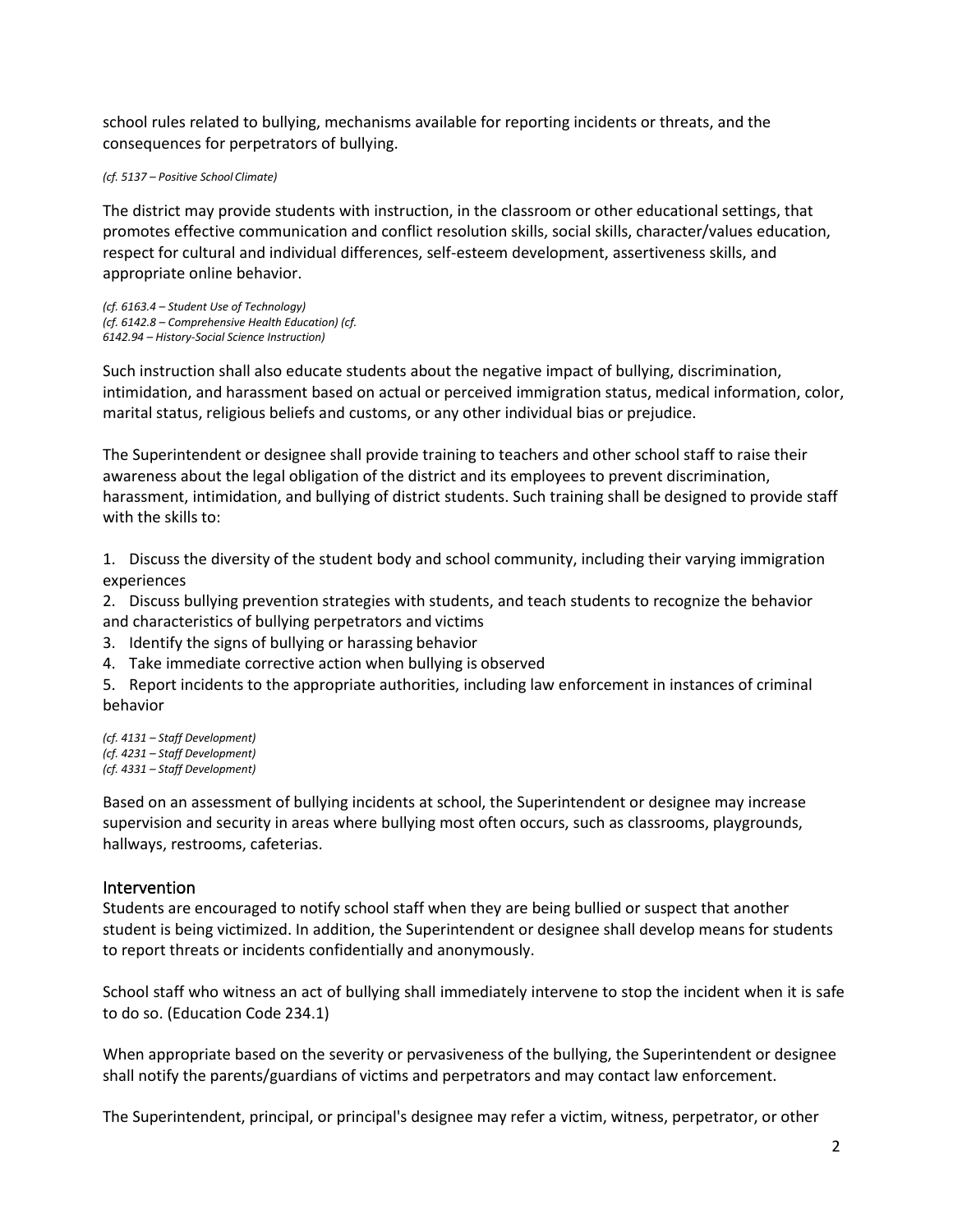school rules related to bullying, mechanisms available for reporting incidents or threats, and the consequences for perpetrators of bullying.

*(cf. 5137 – Positive School Climate)*

The district may provide students with instruction, in the classroom or other educational settings, that promotes effective communication and conflict resolution skills, social skills, character/values education, respect for cultural and individual differences, self-esteem development, assertiveness skills, and appropriate online behavior.

*(cf. 6163.4 – Student Use of Technology)*
*(cf. 6142.8 – Comprehensive Health Education) (cf. 6142.94 – History-Social Science Instruction)*

Such instruction shall also educate students about the negative impact of bullying, discrimination, intimidation, and harassment based on actual or perceived immigration status, medical information, color, marital status, religious beliefs and customs, or any other individual bias or prejudice.

The Superintendent or designee shall provide training to teachers and other school staff to raise their awareness about the legal obligation of the district and its employees to prevent discrimination, harassment, intimidation, and bullying of district students. Such training shall be designed to provide staff with the skills to:

1. Discuss the diversity of the student body and school community, including their varying immigration experiences
2. Discuss bullying prevention strategies with students, and teach students to recognize the behavior and characteristics of bullying perpetrators and victims
3. Identify the signs of bullying or harassing behavior
4. Take immediate corrective action when bullying is observed
5. Report incidents to the appropriate authorities, including law enforcement in instances of criminal behavior

*(cf. 4131 – Staff Development)*
*(cf. 4231 – Staff Development)*
*(cf. 4331 – Staff Development)*

Based on an assessment of bullying incidents at school, the Superintendent or designee may increase supervision and security in areas where bullying most often occurs, such as classrooms, playgrounds, hallways, restrooms, cafeterias.

## Intervention

Students are encouraged to notify school staff when they are being bullied or suspect that another student is being victimized. In addition, the Superintendent or designee shall develop means for students to report threats or incidents confidentially and anonymously.

School staff who witness an act of bullying shall immediately intervene to stop the incident when it is safe to do so. (Education Code 234.1)

When appropriate based on the severity or pervasiveness of the bullying, the Superintendent or designee shall notify the parents/guardians of victims and perpetrators and may contact law enforcement.

The Superintendent, principal, or principal's designee may refer a victim, witness, perpetrator, or other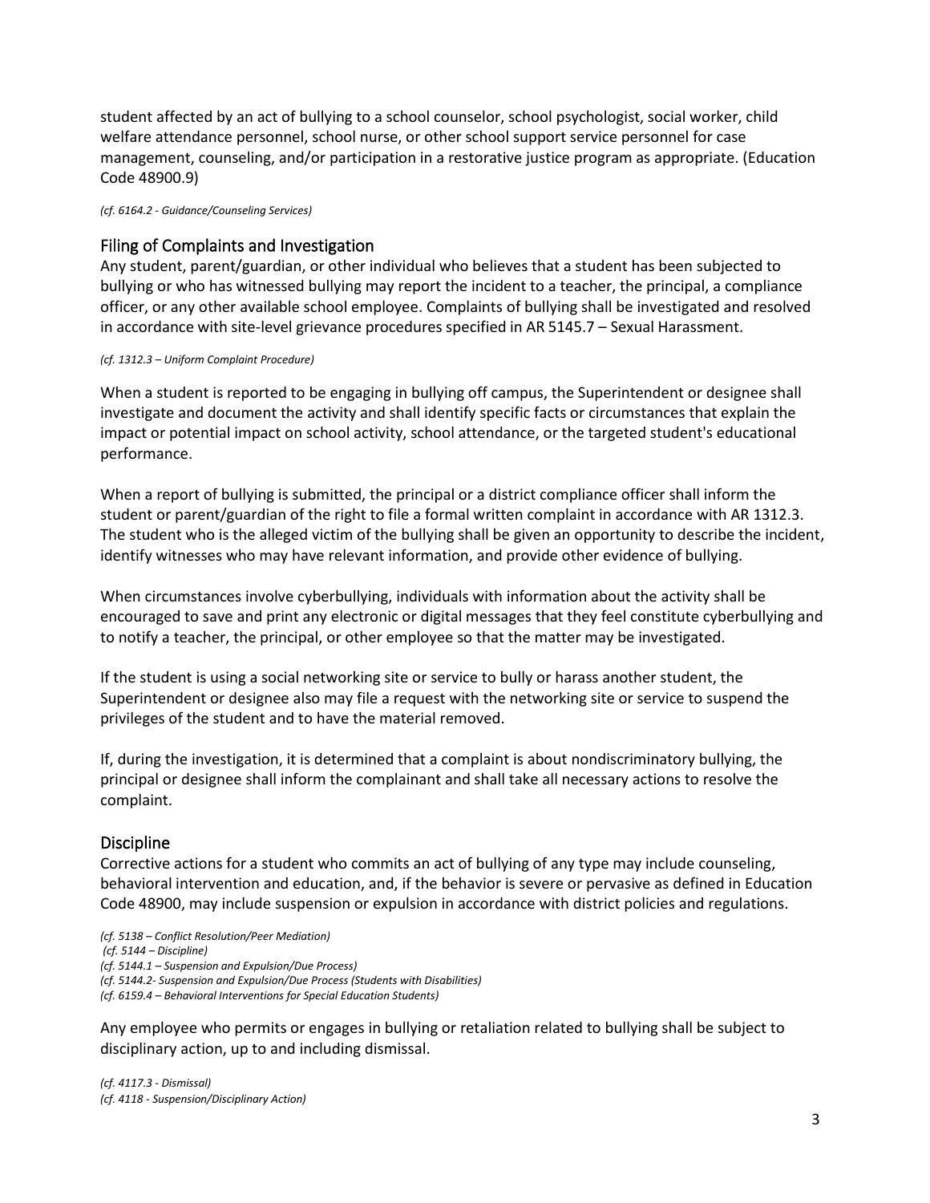student affected by an act of bullying to a school counselor, school psychologist, social worker, child welfare attendance personnel, school nurse, or other school support service personnel for case management, counseling, and/or participation in a restorative justice program as appropriate. (Education Code 48900.9)

*(cf. 6164.2 - Guidance/Counseling Services)*

## Filing of Complaints and Investigation

Any student, parent/guardian, or other individual who believes that a student has been subjected to bullying or who has witnessed bullying may report the incident to a teacher, the principal, a compliance officer, or any other available school employee. Complaints of bullying shall be investigated and resolved in accordance with site-level grievance procedures specified in AR 5145.7 – Sexual Harassment.

*(cf. 1312.3 – Uniform Complaint Procedure)*

When a student is reported to be engaging in bullying off campus, the Superintendent or designee shall investigate and document the activity and shall identify specific facts or circumstances that explain the impact or potential impact on school activity, school attendance, or the targeted student's educational performance.

When a report of bullying is submitted, the principal or a district compliance officer shall inform the student or parent/guardian of the right to file a formal written complaint in accordance with AR 1312.3. The student who is the alleged victim of the bullying shall be given an opportunity to describe the incident, identify witnesses who may have relevant information, and provide other evidence of bullying.

When circumstances involve cyberbullying, individuals with information about the activity shall be encouraged to save and print any electronic or digital messages that they feel constitute cyberbullying and to notify a teacher, the principal, or other employee so that the matter may be investigated.

If the student is using a social networking site or service to bully or harass another student, the Superintendent or designee also may file a request with the networking site or service to suspend the privileges of the student and to have the material removed.

If, during the investigation, it is determined that a complaint is about nondiscriminatory bullying, the principal or designee shall inform the complainant and shall take all necessary actions to resolve the complaint.

## Discipline

Corrective actions for a student who commits an act of bullying of any type may include counseling, behavioral intervention and education, and, if the behavior is severe or pervasive as defined in Education Code 48900, may include suspension or expulsion in accordance with district policies and regulations.

*(cf. 5138 – Conflict Resolution/Peer Mediation)*
*(cf. 5144 – Discipline)*
*(cf. 5144.1 – Suspension and Expulsion/Due Process)*
*(cf. 5144.2- Suspension and Expulsion/Due Process (Students with Disabilities)*
*(cf. 6159.4 – Behavioral Interventions for Special Education Students)*

Any employee who permits or engages in bullying or retaliation related to bullying shall be subject to disciplinary action, up to and including dismissal.

*(cf. 4117.3 - Dismissal)*
*(cf. 4118 - Suspension/Disciplinary Action)*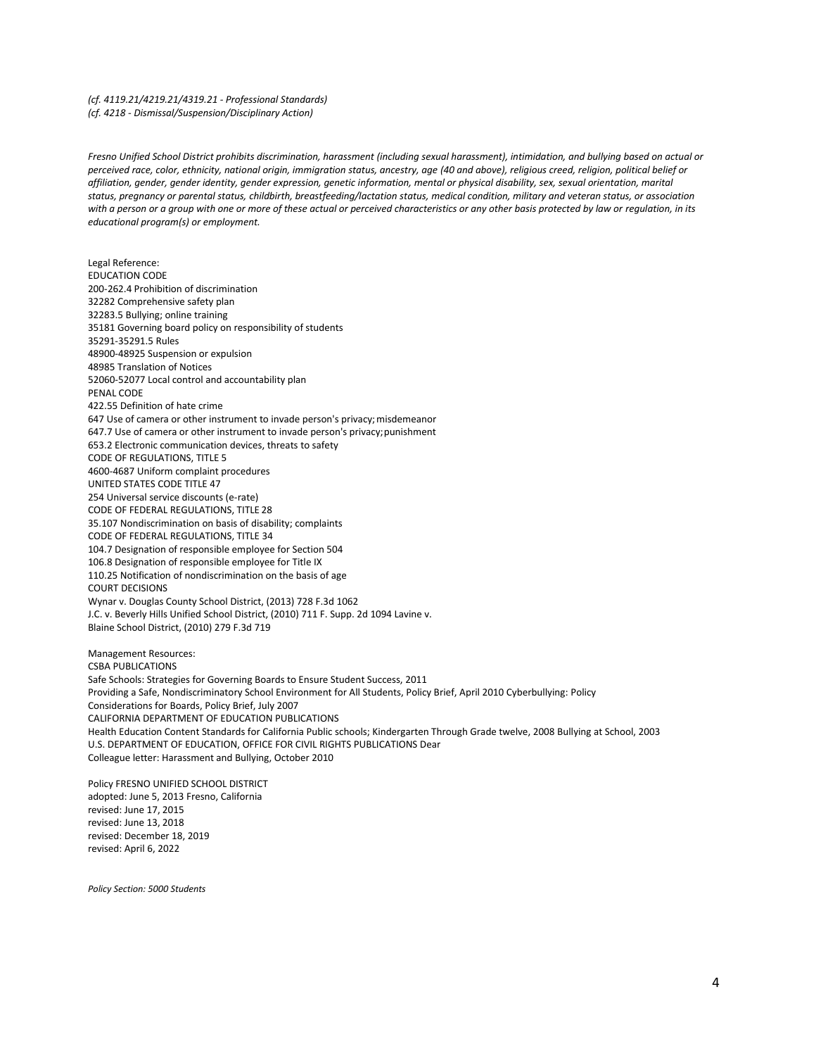*(cf. 4119.21/4219.21/4319.21 - Professional Standards)*
*(cf. 4218 - Dismissal/Suspension/Disciplinary Action)*

*Fresno Unified School District prohibits discrimination, harassment (including sexual harassment), intimidation, and bullying based on actual or perceived race, color, ethnicity, national origin, immigration status, ancestry, age (40 and above), religious creed, religion, political belief or affiliation, gender, gender identity, gender expression, genetic information, mental or physical disability, sex, sexual orientation, marital status, pregnancy or parental status, childbirth, breastfeeding/lactation status, medical condition, military and veteran status, or association with a person or a group with one or more of these actual or perceived characteristics or any other basis protected by law or regulation, in its educational program(s) or employment.*

Legal Reference:
EDUCATION CODE
200-262.4 Prohibition of discrimination
32282 Comprehensive safety plan
32283.5 Bullying; online training
35181 Governing board policy on responsibility of students
35291-35291.5 Rules
48900-48925 Suspension or expulsion
48985 Translation of Notices
52060-52077 Local control and accountability plan
PENAL CODE
422.55 Definition of hate crime
647 Use of camera or other instrument to invade person's privacy; misdemeanor
647.7 Use of camera or other instrument to invade person's privacy; punishment
653.2 Electronic communication devices, threats to safety
CODE OF REGULATIONS, TITLE 5
4600-4687 Uniform complaint procedures
UNITED STATES CODE TITLE 47
254 Universal service discounts (e-rate)
CODE OF FEDERAL REGULATIONS, TITLE 28
35.107 Nondiscrimination on basis of disability; complaints
CODE OF FEDERAL REGULATIONS, TITLE 34
104.7 Designation of responsible employee for Section 504
106.8 Designation of responsible employee for Title IX
110.25 Notification of nondiscrimination on the basis of age
COURT DECISIONS
Wynar v. Douglas County School District, (2013) 728 F.3d 1062
J.C. v. Beverly Hills Unified School District, (2010) 711 F. Supp. 2d 1094 Lavine v.
Blaine School District, (2010) 279 F.3d 719

Management Resources:
CSBA PUBLICATIONS
Safe Schools: Strategies for Governing Boards to Ensure Student Success, 2011
Providing a Safe, Nondiscriminatory School Environment for All Students, Policy Brief, April 2010 Cyberbullying: Policy
Considerations for Boards, Policy Brief, July 2007
CALIFORNIA DEPARTMENT OF EDUCATION PUBLICATIONS
Health Education Content Standards for California Public schools; Kindergarten Through Grade twelve, 2008 Bullying at School, 2003
U.S. DEPARTMENT OF EDUCATION, OFFICE FOR CIVIL RIGHTS PUBLICATIONS Dear
Colleague letter: Harassment and Bullying, October 2010

Policy FRESNO UNIFIED SCHOOL DISTRICT
adopted: June 5, 2013 Fresno, California
revised: June 17, 2015
revised: June 13, 2018
revised: December 18, 2019
revised: April 6, 2022

*Policy Section: 5000 Students*